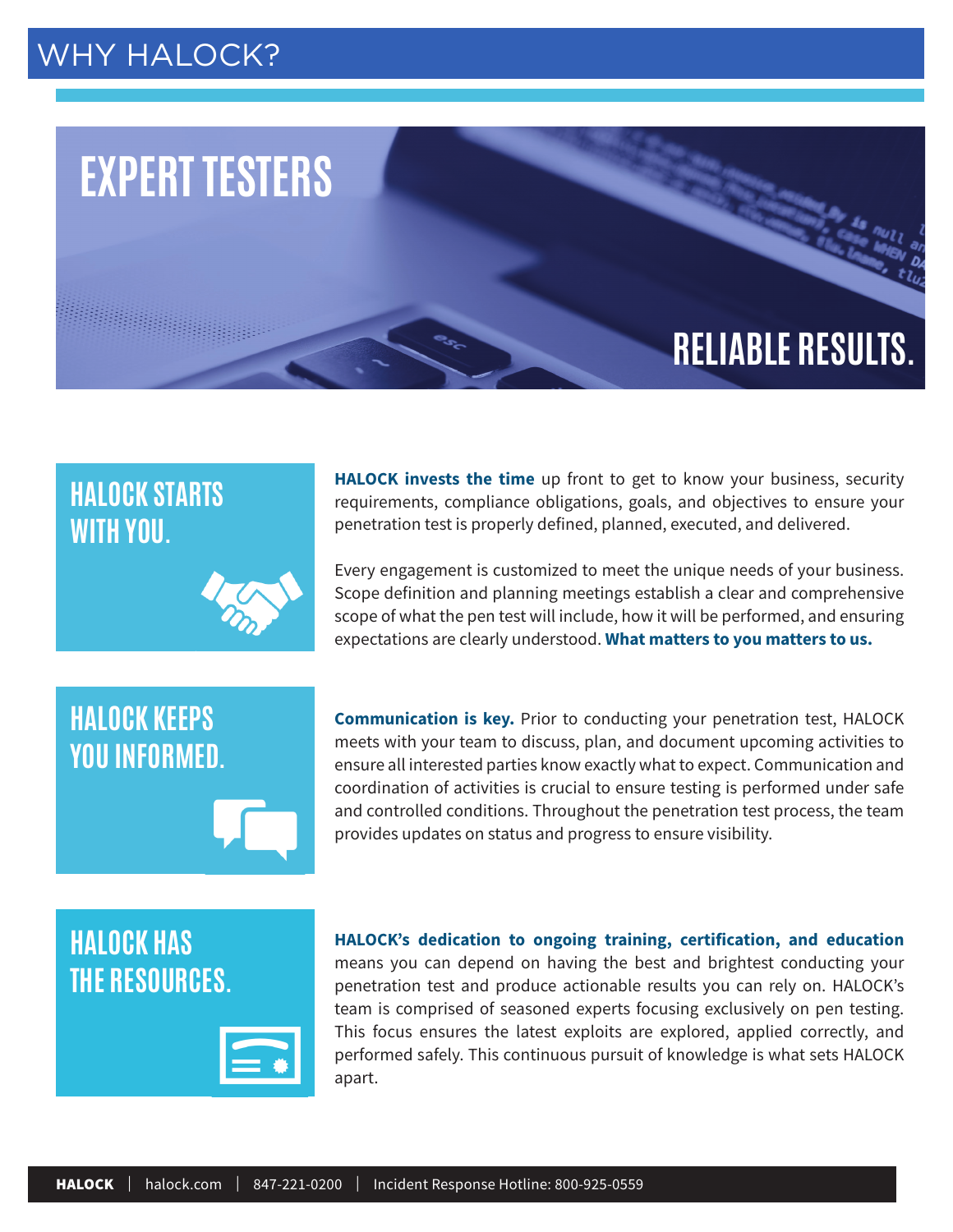# WHY HALOCK?

## EXPERT TESTERS

## RELIABLE RESULTS.

### HALOCK STARTS WITH YOU.

**HALOCK invests the time** up front to get to know your business, security requirements, compliance obligations, goals, and objectives to ensure your penetration test is properly defined, planned, executed, and delivered.

Every engagement is customized to meet the unique needs of your business. Scope definition and planning meetings establish a clear and comprehensive scope of what the pen test will include, how it will be performed, and ensuring expectations are clearly understood. **What matters to you matters to us.**

### HALOCK KEEPS YOU INFORMED.

**Communication is key.** Prior to conducting your penetration test, HALOCK meets with your team to discuss, plan, and document upcoming activities to ensure all interested parties know exactly what to expect. Communication and coordination of activities is crucial to ensure testing is performed under safe and controlled conditions. Throughout the penetration test process, the team provides updates on status and progress to ensure visibility.

### HALOCK HAS THE RESOURCES.

**HALOCK's dedication to ongoing training, certification, and education** means you can depend on having the best and brightest conducting your penetration test and produce actionable results you can rely on. HALOCK's team is comprised of seasoned experts focusing exclusively on pen testing. This focus ensures the latest exploits are explored, applied correctly, and performed safely. This continuous pursuit of knowledge is what sets HALOCK apart.

**HALOCK** | halock.com | 847-221-0200 | Incident Response Hotline: 800-925-0559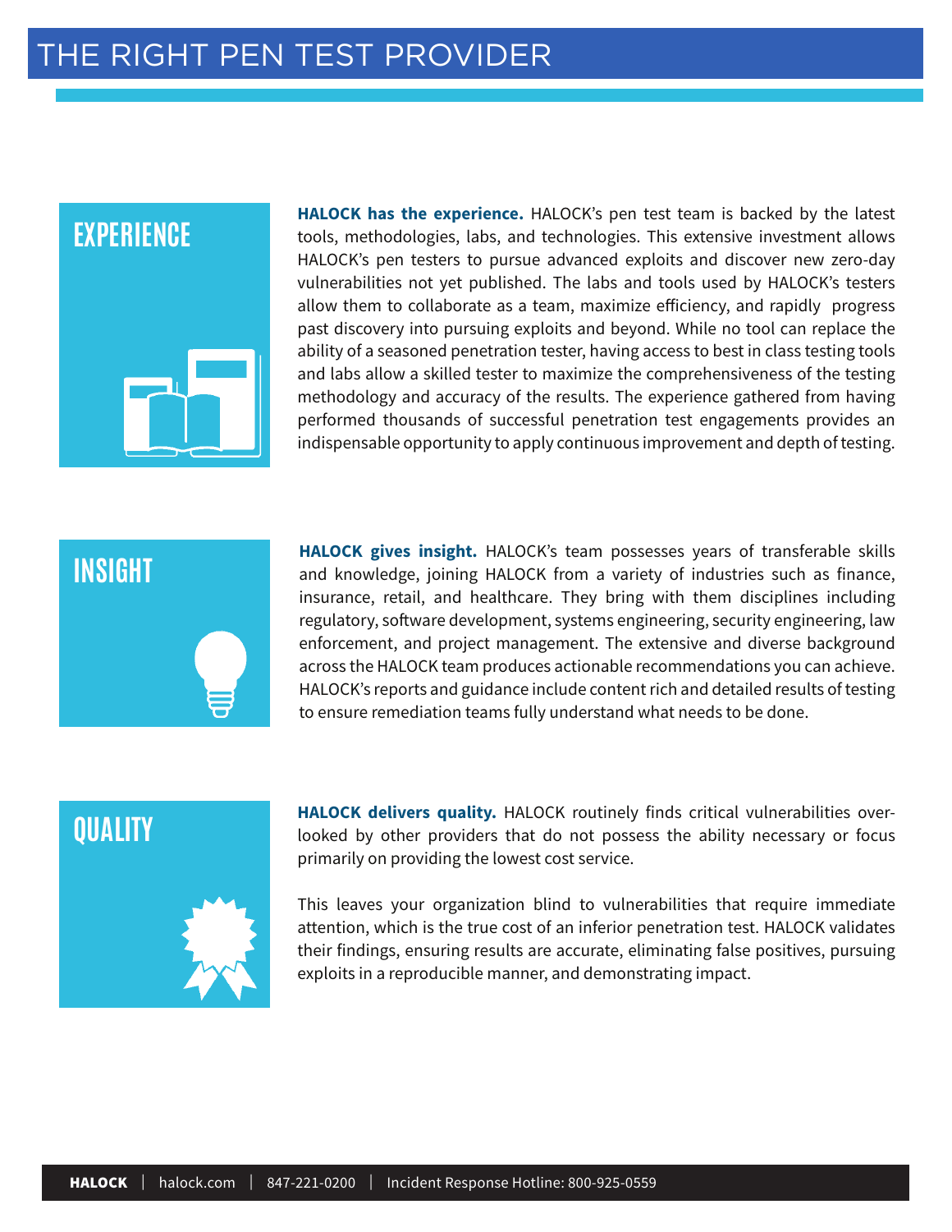# THE RIGHT PEN TEST PROVIDER

## EXPERIENCE

**HALOCK has the experience.** HALOCK's pen test team is backed by the latest tools, methodologies, labs, and technologies. This extensive investment allows HALOCK's pen testers to pursue advanced exploits and discover new zero-day vulnerabilities not yet published. The labs and tools used by HALOCK's testers allow them to collaborate as a team, maximize efficiency, and rapidly progress past discovery into pursuing exploits and beyond. While no tool can replace the ability of a seasoned penetration tester, having access to best in class testing tools and labs allow a skilled tester to maximize the comprehensiveness of the testing methodology and accuracy of the results. The experience gathered from having performed thousands of successful penetration test engagements provides an indispensable opportunity to apply continuous improvement and depth of testing.

## INSIGHT

**HALOCK gives insight.** HALOCK's team possesses years of transferable skills and knowledge, joining HALOCK from a variety of industries such as finance, insurance, retail, and healthcare. They bring with them disciplines including regulatory, software development, systems engineering, security engineering, law enforcement, and project management. The extensive and diverse background across the HALOCK team produces actionable recommendations you can achieve. HALOCK's reports and guidance include content rich and detailed results of testing to ensure remediation teams fully understand what needs to be done.

## QUALITY

**HALOCK delivers quality.** HALOCK routinely finds critical vulnerabilities overlooked by other providers that do not possess the ability necessary or focus primarily on providing the lowest cost service.

This leaves your organization blind to vulnerabilities that require immediate attention, which is the true cost of an inferior penetration test. HALOCK validates their findings, ensuring results are accurate, eliminating false positives, pursuing exploits in a reproducible manner, and demonstrating impact.

**HALOCK** | halock.com | 847-221-0200 | Incident Response Hotline: 800-925-0559